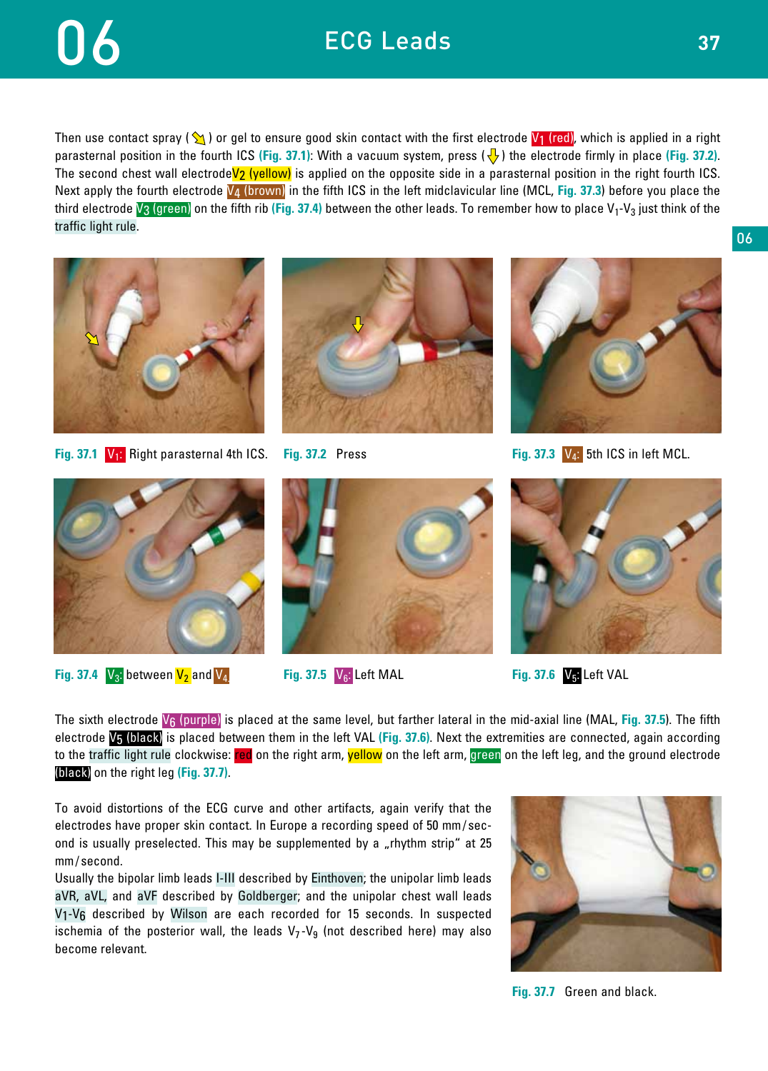# 06 ECG Leads

Then use contact spray (↘) or gel to ensure good skin contact with the first electrode $V_1$ (red), which is applied in a right parasternal position in the fourth ICS (Fig. 37.1): With a vacuum system, press (↓) the electrode firmly in place (Fig. 37.2). The second chest wall electrode $V_2$ (yellow) is applied on the opposite side in a parasternal position in the right fourth ICS. Next apply the fourth electrode $V_4$ (brown) in the fifth ICS in the left midclavicular line (MCL, Fig. 37.3) before you place the third electrode $V_3$ (green) on the fifth rib (Fig. 37.4) between the other leads. To remember how to place $V_1$-$V_3$ just think of the traffic light rule.

Fig. 37.1 $V_1$: Right parasternal 4th ICS.

Fig. 37.2 Press

Fig. 37.3 $V_4$: 5th ICS in left MCL.

Fig. 37.4 $V_3$: between $V_2$ and $V_4$

Fig. 37.5 $V_6$: Left MAL

Fig. 37.6 $V_5$: Left VAL

The sixth electrode $V_6$ (purple) is placed at the same level, but farther lateral in the mid-axial line (MAL, Fig. 37.5). The fifth electrode $V_5$ (black) is placed between them in the left VAL (Fig. 37.6). Next the extremities are connected, again according to the traffic light rule clockwise: red on the right arm, yellow on the left arm, green on the left leg, and the ground electrode (black) on the right leg (Fig. 37.7).

To avoid distortions of the ECG curve and other artifacts, again verify that the electrodes have proper skin contact. In Europe a recording speed of 50 mm/second is usually preselected. This may be supplemented by a „rhythm strip" at 25 mm/second.

Usually the bipolar limb leads I-III described by Einthoven; the unipolar limb leads aVR, aVL, and aVF described by Goldberger; and the unipolar chest wall leads $V_1$-$V_6$ described by Wilson are each recorded for 15 seconds. In suspected ischemia of the posterior wall, the leads $V_7$-$V_9$ (not described here) may also become relevant.

Fig. 37.7 Green and black.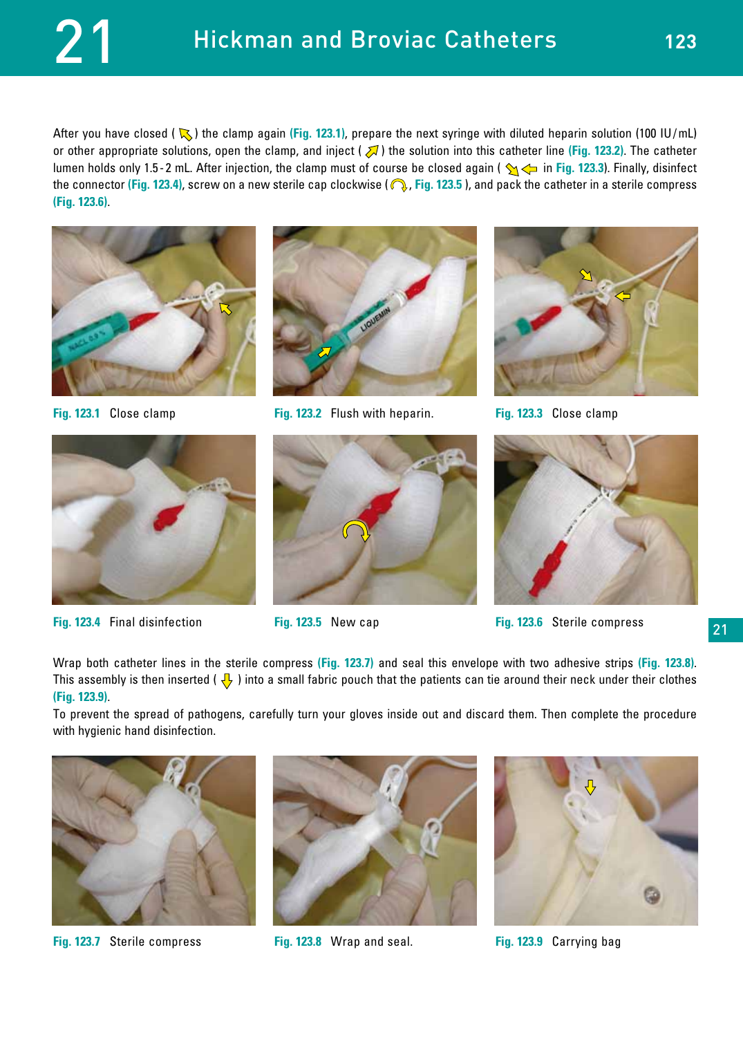After you have closed ( ↖ ) the clamp again (Fig. 123.1), prepare the next syringe with diluted heparin solution (100 IU/mL) or other appropriate solutions, open the clamp, and inject ( ↗ ) the solution into this catheter line (Fig. 123.2). The catheter lumen holds only 1.5-2 mL. After injection, the clamp must of course be closed again ( ↘ ← in Fig. 123.3). Finally, disinfect the connector (Fig. 123.4), screw on a new sterile cap clockwise ( ↻, Fig. 123.5 ), and pack the catheter in a sterile compress (Fig. 123.6).

Fig. 123.1 Close clamp

Fig. 123.2 Flush with heparin.

Fig. 123.3 Close clamp

Fig. 123.4 Final disinfection

Fig. 123.5 New cap

Fig. 123.6 Sterile compress

Wrap both catheter lines in the sterile compress (Fig. 123.7) and seal this envelope with two adhesive strips (Fig. 123.8). This assembly is then inserted ( ↓ ) into a small fabric pouch that the patients can tie around their neck under their clothes (Fig. 123.9).

To prevent the spread of pathogens, carefully turn your gloves inside out and discard them. Then complete the procedure with hygienic hand disinfection.

Fig. 123.7 Sterile compress

Fig. 123.8 Wrap and seal.

Fig. 123.9 Carrying bag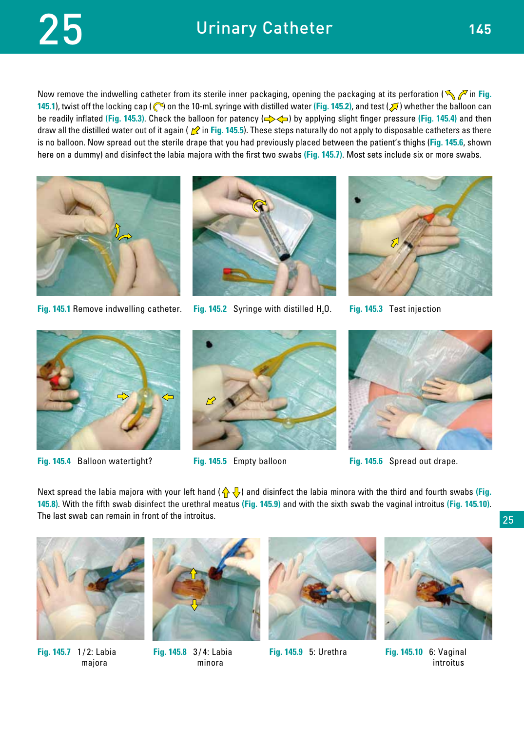Now remove the indwelling catheter from its sterile inner packaging, opening the packaging at its perforation (↰ ↗ in Fig. 145.1), twist off the locking cap (↻) on the 10-mL syringe with distilled water (Fig. 145.2), and test (↗) whether the balloon can be readily inflated (Fig. 145.3). Check the balloon for patency (⇨⇦) by applying slight finger pressure (Fig. 145.4) and then draw all the distilled water out of it again (↙ in Fig. 145.5). These steps naturally do not apply to disposable catheters as there is no balloon. Now spread out the sterile drape that you had previously placed between the patient's thighs (Fig. 145.6, shown here on a dummy) and disinfect the labia majora with the first two swabs (Fig. 145.7). Most sets include six or more swabs.

Fig. 145.1 Remove indwelling catheter.

Fig. 145.2 Syringe with distilled $H_2O$.

Fig. 145.3 Test injection

Fig. 145.4 Balloon watertight?

Fig. 145.5 Empty balloon

Fig. 145.6 Spread out drape.

Next spread the labia majora with your left hand (⇧ ⇩) and disinfect the labia minora with the third and fourth swabs (Fig. 145.8). With the fifth swab disinfect the urethral meatus (Fig. 145.9) and with the sixth swab the vaginal introitus (Fig. 145.10). The last swab can remain in front of the introitus.

Fig. 145.7 1/2: Labia majora

Fig. 145.8 3/4: Labia minora

Fig. 145.9 5: Urethra

Fig. 145.10 6: Vaginal introitus